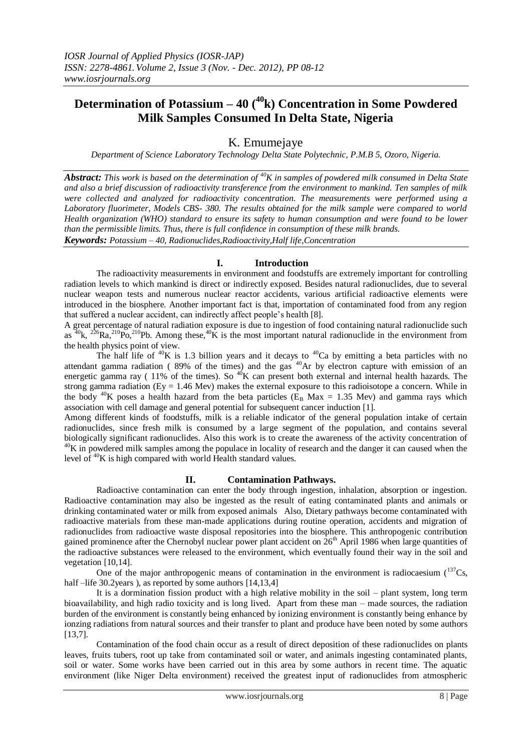# Determination of Potassium – 40 ($^{40}$k) Concentration in Some Powdered Milk Samples Consumed In Delta State, Nigeria

## K. Emumejaye

*Department of Science Laboratory Technology Delta State Polytechnic, P.M.B 5, Ozoro, Nigeria.*

***Abstract:*** *This work is based on the determination of $^{40}K$ in samples of powdered milk consumed in Delta State and also a brief discussion of radioactivity transference from the environment to mankind. Ten samples of milk were collected and analyzed for radioactivity concentration. The measurements were performed using a Laboratory fluorimeter, Models CBS- 380. The results obtained for the milk sample were compared to world Health organization (WHO) standard to ensure its safety to human consumption and were found to be lower than the permissible limits. Thus, there is full confidence in consumption of these milk brands.*

***Keywords:*** *Potassium – 40, Radionuclides,Radioactivity,Half life,Concentration*

## I. Introduction

The radioactivity measurements in environment and foodstuffs are extremely important for controlling radiation levels to which mankind is direct or indirectly exposed. Besides natural radionuclides, due to several nuclear weapon tests and numerous nuclear reactor accidents, various artificial radioactive elements were introduced in the biosphere. Another important fact is that, importation of contaminated food from any region that suffered a nuclear accident, can indirectly affect people's health [8].

A great percentage of natural radiation exposure is due to ingestion of food containing natural radionuclide such as $^{40}$k, $^{226}$Ra,$^{210}$Po,$^{210}$Pb. Among these,$^{40}$K is the most important natural radionuclide in the environment from the health physics point of view.

The half life of $^{40}$K is 1.3 billion years and it decays to $^{40}$Ca by emitting a beta particles with no attendant gamma radiation ( 89% of the times) and the gas $^{40}$Ar by electron capture with emission of an energetic gamma ray ( 11% of the times). So $^{40}$K can present both external and internal health hazards. The strong gamma radiation ($E_Y$ = 1.46 Mev) makes the external exposure to this radioisotope a concern. While in the body $^{40}$K poses a health hazard from the beta particles ($E_B$ Max = 1.35 Mev) and gamma rays which association with cell damage and general potential for subsequent cancer induction [1].

Among different kinds of foodstuffs, milk is a reliable indicator of the general population intake of certain radionuclides, since fresh milk is consumed by a large segment of the population, and contains several biologically significant radionuclides. Also this work is to create the awareness of the activity concentration of $^{40}$K in powdered milk samples among the populace in locality of research and the danger it can caused when the level of $^{40}$K is high compared with world Health standard values.

## II. Contamination Pathways.

Radioactive contamination can enter the body through ingestion, inhalation, absorption or ingestion. Radioactive contamination may also be ingested as the result of eating contaminated plants and animals or drinking contaminated water or milk from exposed animals Also, Dietary pathways become contaminated with radioactive materials from these man-made applications during routine operation, accidents and migration of radionuclides from radioactive waste disposal repositories into the biosphere. This anthropogenic contribution gained prominence after the Chernobyl nuclear power plant accident on 26th April 1986 when large quantities of the radioactive substances were released to the environment, which eventually found their way in the soil and vegetation [10,14].

One of the major anthropogenic means of contamination in the environment is radiocaesium ($^{137}$Cs, half –life 30.2years ), as reported by some authors [14,13,4]

It is a dormination fission product with a high relative mobility in the soil – plant system, long term bioavailability, and high radio toxicity and is long lived. Apart from these man – made sources, the radiation burden of the environment is constantly being enhanced by ionizing environment is constantly being enhance by ionzing radiations from natural sources and their transfer to plant and produce have been noted by some authors [13,7].

Contamination of the food chain occur as a result of direct deposition of these radionuclides on plants leaves, fruits tubers, root up take from contaminated soil or water, and animals ingesting contaminated plants, soil or water. Some works have been carried out in this area by some authors in recent time. The aquatic environment (like Niger Delta environment) received the greatest input of radionuclides from atmospheric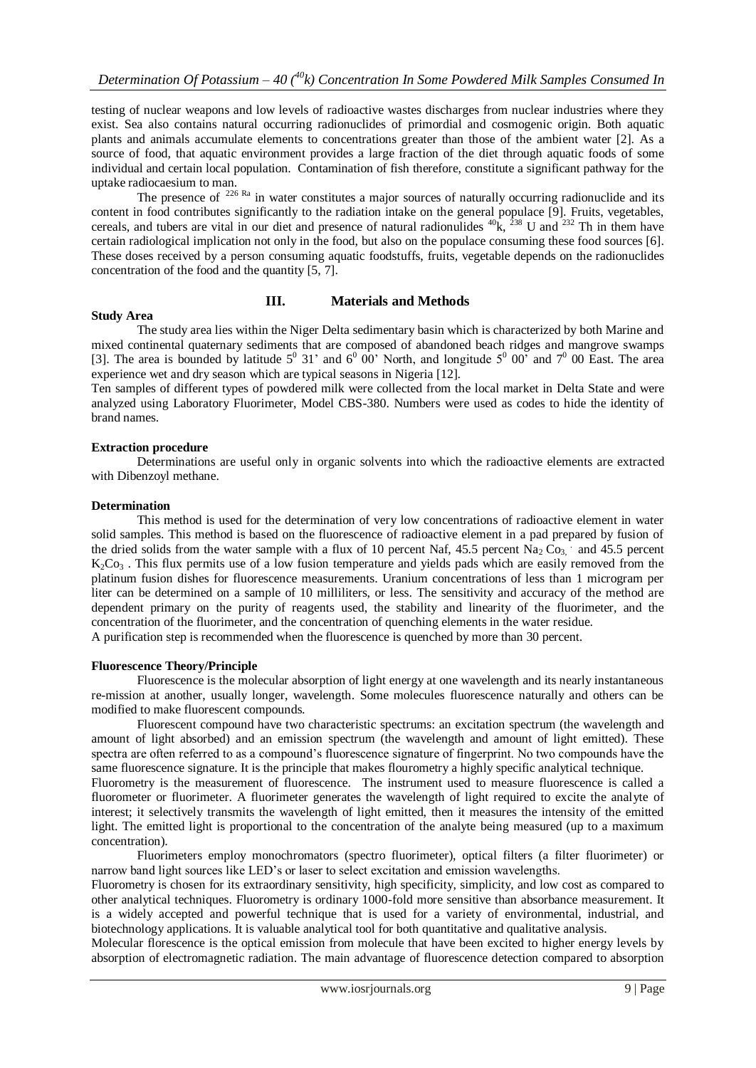testing of nuclear weapons and low levels of radioactive wastes discharges from nuclear industries where they exist. Sea also contains natural occurring radionuclides of primordial and cosmogenic origin. Both aquatic plants and animals accumulate elements to concentrations greater than those of the ambient water [2]. As a source of food, that aquatic environment provides a large fraction of the diet through aquatic foods of some individual and certain local population. Contamination of fish therefore, constitute a significant pathway for the uptake radiocaesium to man.

The presence of $^{226 \text{ Ra}}$ in water constitutes a major sources of naturally occurring radionuclide and its content in food contributes significantly to the radiation intake on the general populace [9]. Fruits, vegetables, cereals, and tubers are vital in our diet and presence of natural radionulides $^{40}$k, $^{238}$ U and $^{232}$ Th in them have certain radiological implication not only in the food, but also on the populace consuming these food sources [6]. These doses received by a person consuming aquatic foodstuffs, fruits, vegetable depends on the radionuclides concentration of the food and the quantity [5, 7].

## III. Materials and Methods

### Study Area

The study area lies within the Niger Delta sedimentary basin which is characterized by both Marine and mixed continental quaternary sediments that are composed of abandoned beach ridges and mangrove swamps [3]. The area is bounded by latitude $5^0$ 31' and $6^0$ 00' North, and longitude $5^0$ 00' and $7^0$ 00 East. The area experience wet and dry season which are typical seasons in Nigeria [12].

Ten samples of different types of powdered milk were collected from the local market in Delta State and were analyzed using Laboratory Fluorimeter, Model CBS-380. Numbers were used as codes to hide the identity of brand names.

### Extraction procedure

Determinations are useful only in organic solvents into which the radioactive elements are extracted with Dibenzoyl methane.

### Determination

This method is used for the determination of very low concentrations of radioactive element in water solid samples. This method is based on the fluorescence of radioactive element in a pad prepared by fusion of the dried solids from the water sample with a flux of 10 percent Naf, 45.5 percent $Na_2 Co_3$, and 45.5 percent $K_2Co_3$ . This flux permits use of a low fusion temperature and yields pads which are easily removed from the platinum fusion dishes for fluorescence measurements. Uranium concentrations of less than 1 microgram per liter can be determined on a sample of 10 milliliters, or less. The sensitivity and accuracy of the method are dependent primary on the purity of reagents used, the stability and linearity of the fluorimeter, and the concentration of the fluorimeter, and the concentration of quenching elements in the water residue.

A purification step is recommended when the fluorescence is quenched by more than 30 percent.

### Fluorescence Theory/Principle

Fluorescence is the molecular absorption of light energy at one wavelength and its nearly instantaneous re-mission at another, usually longer, wavelength. Some molecules fluorescence naturally and others can be modified to make fluorescent compounds.

Fluorescent compound have two characteristic spectrums: an excitation spectrum (the wavelength and amount of light absorbed) and an emission spectrum (the wavelength and amount of light emitted). These spectra are often referred to as a compound's fluorescence signature of fingerprint. No two compounds have the same fluorescence signature. It is the principle that makes flourometry a highly specific analytical technique.

Fluorometry is the measurement of fluorescence. The instrument used to measure fluorescence is called a fluorometer or fluorimeter. A fluorimeter generates the wavelength of light required to excite the analyte of interest; it selectively transmits the wavelength of light emitted, then it measures the intensity of the emitted light. The emitted light is proportional to the concentration of the analyte being measured (up to a maximum concentration).

Fluorimeters employ monochromators (spectro fluorimeter), optical filters (a filter fluorimeter) or narrow band light sources like LED's or laser to select excitation and emission wavelengths.

Fluorometry is chosen for its extraordinary sensitivity, high specificity, simplicity, and low cost as compared to other analytical techniques. Fluorometry is ordinary 1000-fold more sensitive than absorbance measurement. It is a widely accepted and powerful technique that is used for a variety of environmental, industrial, and biotechnology applications. It is valuable analytical tool for both quantitative and qualitative analysis.

Molecular florescence is the optical emission from molecule that have been excited to higher energy levels by absorption of electromagnetic radiation. The main advantage of fluorescence detection compared to absorption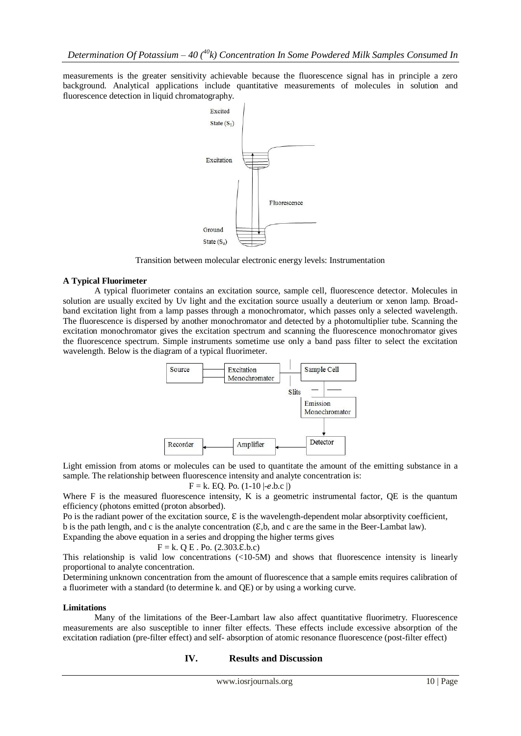measurements is the greater sensitivity achievable because the fluorescence signal has in principle a zero background. Analytical applications include quantitative measurements of molecules in solution and fluorescence detection in liquid chromatography.

Transition between molecular electronic energy levels: Instrumentation

**A Typical Fluorimeter**

A typical fluorimeter contains an excitation source, sample cell, fluorescence detector. Molecules in solution are usually excited by Uv light and the excitation source usually a deuterium or xenon lamp. Broad-band excitation light from a lamp passes through a monochromator, which passes only a selected wavelength. The fluorescence is dispersed by another monochromator and detected by a photomultiplier tube. Scanning the excitation monochromator gives the excitation spectrum and scanning the fluorescence monochromator gives the fluorescence spectrum. Simple instruments sometime use only a band pass filter to select the excitation wavelength. Below is the diagram of a typical fluorimeter.

Light emission from atoms or molecules can be used to quantitate the amount of the emitting substance in a sample. The relationship between fluorescence intensity and analyte concentration is:

$$F = k. EQ. Po. (1\text{-}10 |\text{-}e.b.c |)$$

Where F is the measured fluorescence intensity, K is a geometric instrumental factor, QE is the quantum efficiency (photons emitted (proton absorbed).

Po is the radiant power of the excitation source, $\mathcal{E}$ is the wavelength-dependent molar absorptivity coefficient, b is the path length, and c is the analyte concentration ($\mathcal{E}$,b, and c are the same in the Beer-Lambat law).
Expanding the above equation in a series and dropping the higher terms gives

$$F = k. Q E . Po. (2.303.\mathcal{E}.b.c)$$

This relationship is valid low concentrations (<10-5M) and shows that fluorescence intensity is linearly proportional to analyte concentration.

Determining unknown concentration from the amount of fluorescence that a sample emits requires calibration of a fluorimeter with a standard (to determine k. and QE) or by using a working curve.

**Limitations**

Many of the limitations of the Beer-Lambart law also affect quantitative fluorimetry. Fluorescence measurements are also susceptible to inner filter effects. These effects include excessive absorption of the excitation radiation (pre-filter effect) and self- absorption of atomic resonance fluorescence (post-filter effect)

## IV. Results and Discussion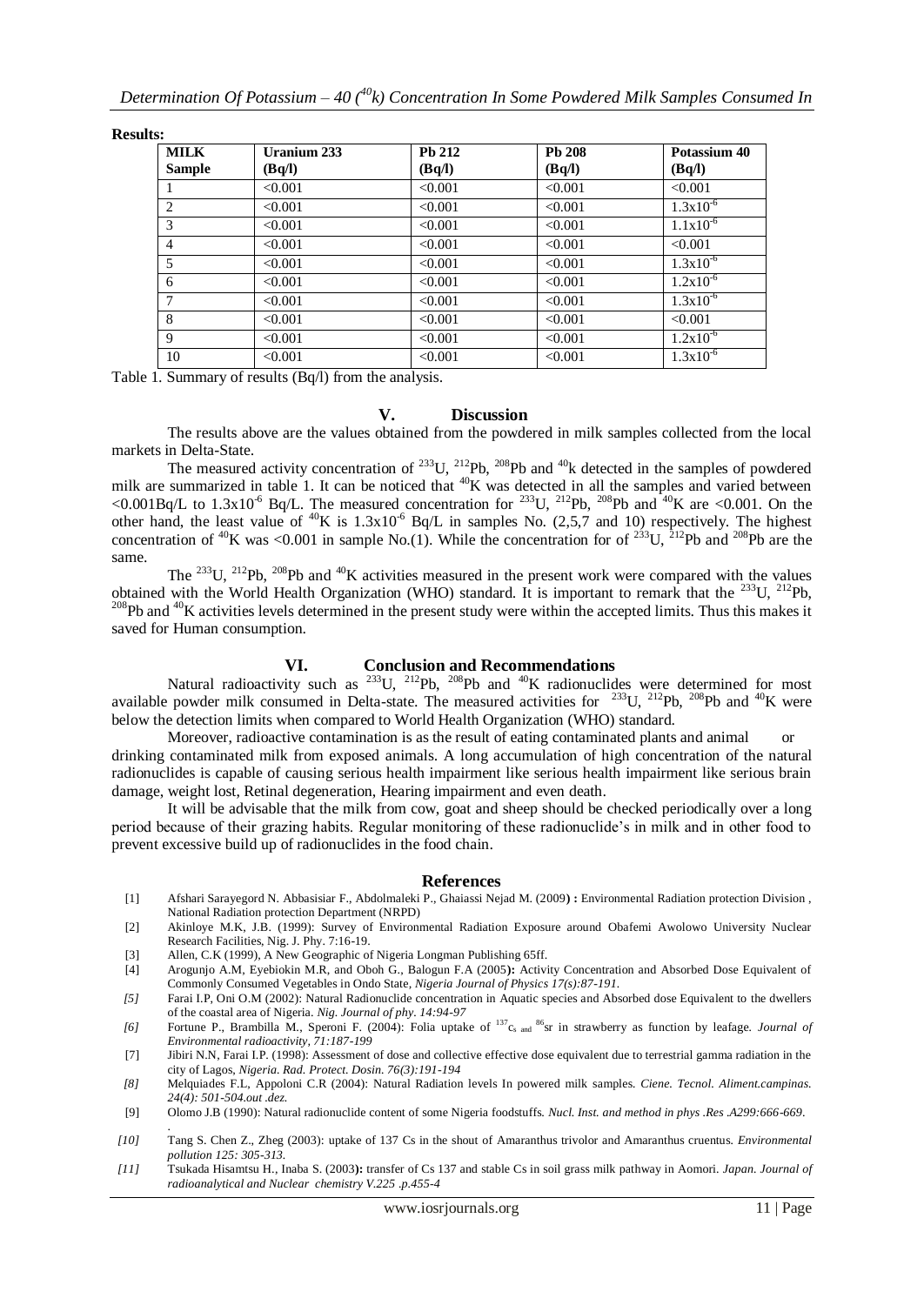**Results:**

| MILK Sample | Uranium 233 (Bq/l) | Pb 212 (Bq/l) | Pb 208 (Bq/l) | Potassium 40 (Bq/l) |
|---|---|---|---|---|
| 1 | <0.001 | <0.001 | <0.001 | <0.001 |
| 2 | <0.001 | <0.001 | <0.001 | $1.3x10^{-6}$ |
| 3 | <0.001 | <0.001 | <0.001 | $1.1x10^{-6}$ |
| 4 | <0.001 | <0.001 | <0.001 | <0.001 |
| 5 | <0.001 | <0.001 | <0.001 | $1.3x10^{-6}$ |
| 6 | <0.001 | <0.001 | <0.001 | $1.2x10^{-6}$ |
| 7 | <0.001 | <0.001 | <0.001 | $1.3x10^{-6}$ |
| 8 | <0.001 | <0.001 | <0.001 | <0.001 |
| 9 | <0.001 | <0.001 | <0.001 | $1.2x10^{-6}$ |
| 10 | <0.001 | <0.001 | <0.001 | $1.3x10^{-6}$ |

Table 1. Summary of results (Bq/l) from the analysis.

## V. Discussion

The results above are the values obtained from the powdered in milk samples collected from the local markets in Delta-State.

The measured activity concentration of $^{233}U$, $^{212}Pb$, $^{208}Pb$ and $^{40}k$ detected in the samples of powdered milk are summarized in table 1. It can be noticed that $^{40}K$ was detected in all the samples and varied between <0.001Bq/L to $1.3x10^{-6}$ Bq/L. The measured concentration for $^{233}U$, $^{212}Pb$, $^{208}Pb$ and $^{40}K$ are <0.001. On the other hand, the least value of $^{40}K$ is $1.3x10^{-6}$ Bq/L in samples No. (2,5,7 and 10) respectively. The highest concentration of $^{40}K$ was <0.001 in sample No.(1). While the concentration for of $^{233}U$, $^{212}Pb$ and $^{208}Pb$ are the same.

The $^{233}U$, $^{212}Pb$, $^{208}Pb$ and $^{40}K$ activities measured in the present work were compared with the values obtained with the World Health Organization (WHO) standard. It is important to remark that the $^{233}U$, $^{212}Pb$, $^{208}Pb$ and $^{40}K$ activities levels determined in the present study were within the accepted limits. Thus this makes it saved for Human consumption.

## VI. Conclusion and Recommendations

Natural radioactivity such as $^{233}U$, $^{212}Pb$, $^{208}Pb$ and $^{40}K$ radionuclides were determined for most available powder milk consumed in Delta-state. The measured activities for $^{233}U$, $^{212}Pb$, $^{208}Pb$ and $^{40}K$ were below the detection limits when compared to World Health Organization (WHO) standard.

Moreover, radioactive contamination is as the result of eating contaminated plants and animal or drinking contaminated milk from exposed animals. A long accumulation of high concentration of the natural radionuclides is capable of causing serious health impairment like serious health impairment like serious brain damage, weight lost, Retinal degeneration, Hearing impairment and even death.

It will be advisable that the milk from cow, goat and sheep should be checked periodically over a long period because of their grazing habits. Regular monitoring of these radionuclide's in milk and in other food to prevent excessive build up of radionuclides in the food chain.

## References

[1] Afshari Sarayegord N. Abbasisiar F., Abdolmaleki P., Ghaiassi Nejad M. (2009) : Environmental Radiation protection Division , National Radiation protection Department (NRPD)

[2] Akinloye M.K, J.B. (1999): Survey of Environmental Radiation Exposure around Obafemi Awolowo University Nuclear Research Facilities, Nig. J. Phy. 7:16-19.

[3] Allen, C.K (1999), A New Geographic of Nigeria Longman Publishing 65ff.

[4] Arogunjo A.M, Eyebiokin M.R, and Oboh G., Balogun F.A (2005): Activity Concentration and Absorbed Dose Equivalent of Commonly Consumed Vegetables in Ondo State, *Nigeria Journal of Physics 17(s):87-191.*

*[5]* Farai I.P, Oni O.M (2002): Natural Radionuclide concentration in Aquatic species and Absorbed dose Equivalent to the dwellers of the coastal area of Nigeria. *Nig. Journal of phy. 14:94-97*

*[6]* Fortune P., Brambilla M., Speroni F. (2004): Folia uptake of $^{137}Cs$ and $^{86}sr$ in strawberry as function by leafage. *Journal of Environmental radioactivity, 71:187-199*

[7] Jibiri N.N, Farai I.P. (1998): Assessment of dose and collective effective dose equivalent due to terrestrial gamma radiation in the city of Lagos, *Nigeria. Rad. Protect. Dosin. 76(3):191-194*

*[8]* Melquiades F.L, Appoloni C.R (2004): Natural Radiation levels In powered milk samples. *Ciene. Tecnol. Aliment.campinas. 24(4): 501-504.out .dez.*

[9] Olomo J.B (1990): Natural radionuclide content of some Nigeria foodstuffs. *Nucl. Inst. and method in phys .Res .A299:666-669*.

*[10]* Tang S. Chen Z., Zheg (2003): uptake of 137 Cs in the shout of Amaranthus trivolor and Amaranthus cruentus. *Environmental pollution 125: 305-313.*

*[11]* Tsukada Hisamtsu H., Inaba S. (2003): transfer of Cs 137 and stable Cs in soil grass milk pathway in Aomori. *Japan. Journal of radioanalytical and Nuclear chemistry V.225 .p.455-4*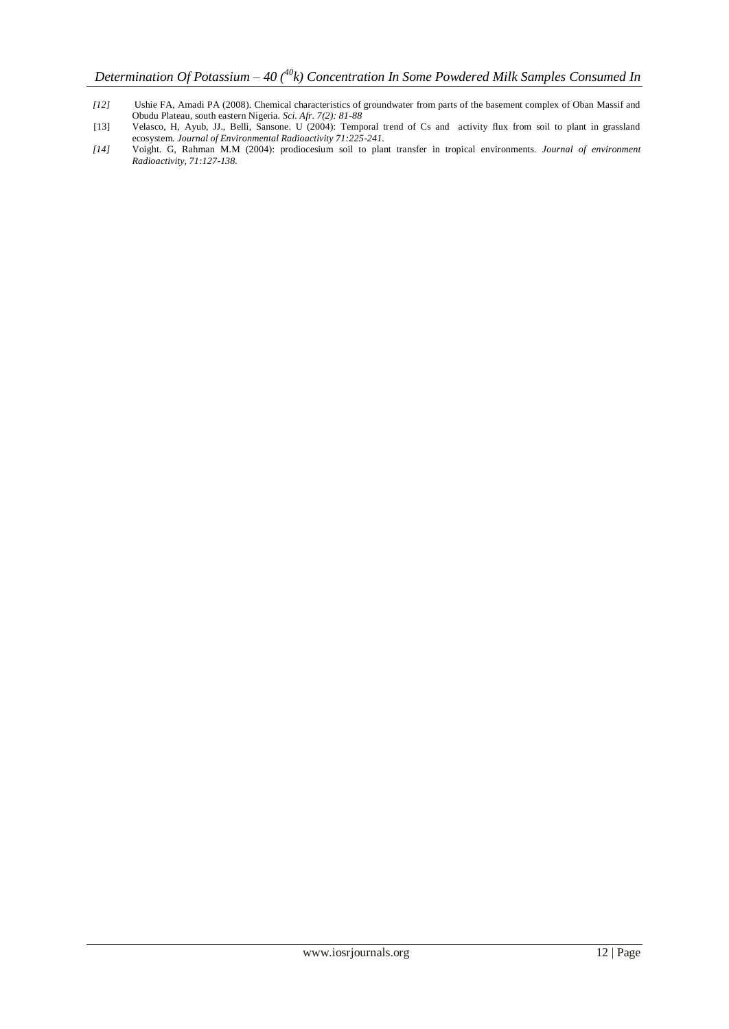[12] Ushie FA, Amadi PA (2008). Chemical characteristics of groundwater from parts of the basement complex of Oban Massif and Obudu Plateau, south eastern Nigeria. *Sci. Afr. 7(2): 81-88*

[13] Velasco, H, Ayub, JJ., Belli, Sansone. U (2004): Temporal trend of Cs and activity flux from soil to plant in grassland ecosystem. *Journal of Environmental Radioactivity 71:225-241.*

[14] Voight. G, Rahman M.M (2004): prodiocesium soil to plant transfer in tropical environments. *Journal of environment Radioactivity, 71:127-138.*